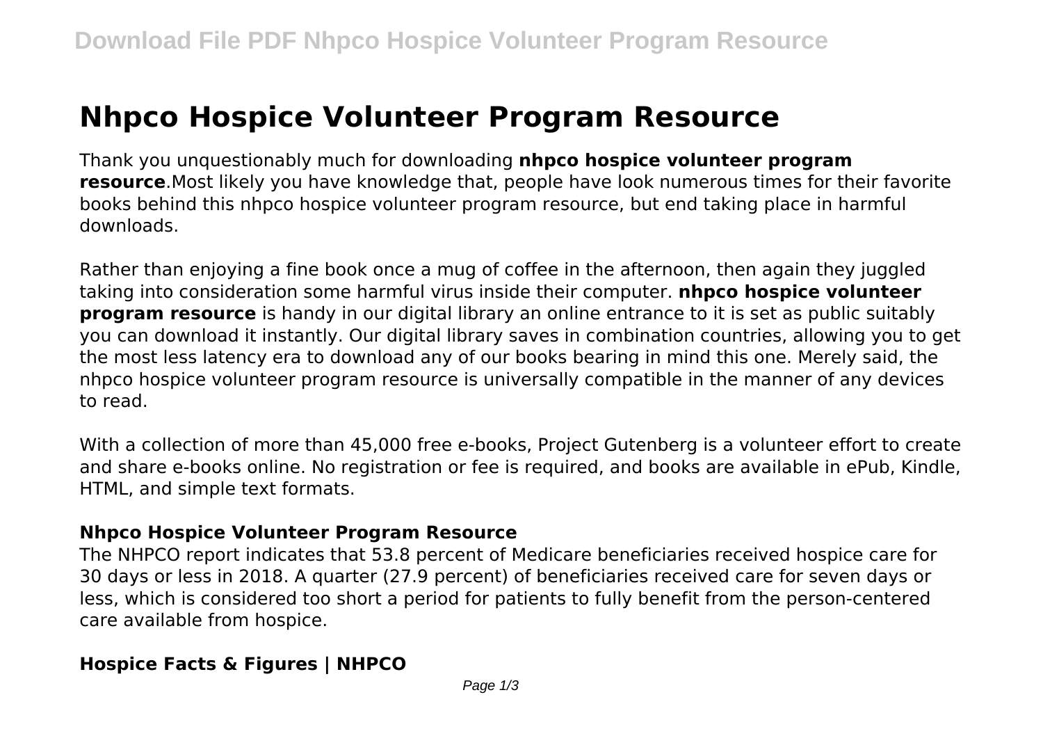# Nhpco Hospice Volunteer Program Resource

Thank you unquestionably much for downloading **nhpco hospice volunteer program resource**.Most likely you have knowledge that, people have look numerous times for their favorite books behind this nhpco hospice volunteer program resource, but end taking place in harmful downloads.

Rather than enjoying a fine book once a mug of coffee in the afternoon, then again they juggled taking into consideration some harmful virus inside their computer. **nhpco hospice volunteer program resource** is handy in our digital library an online entrance to it is set as public suitably you can download it instantly. Our digital library saves in combination countries, allowing you to get the most less latency era to download any of our books bearing in mind this one. Merely said, the nhpco hospice volunteer program resource is universally compatible in the manner of any devices to read.

With a collection of more than 45,000 free e-books, Project Gutenberg is a volunteer effort to create and share e-books online. No registration or fee is required, and books are available in ePub, Kindle, HTML, and simple text formats.

### Nhpco Hospice Volunteer Program Resource

The NHPCO report indicates that 53.8 percent of Medicare beneficiaries received hospice care for 30 days or less in 2018. A quarter (27.9 percent) of beneficiaries received care for seven days or less, which is considered too short a period for patients to fully benefit from the person-centered care available from hospice.

### Hospice Facts & Figures | NHPCO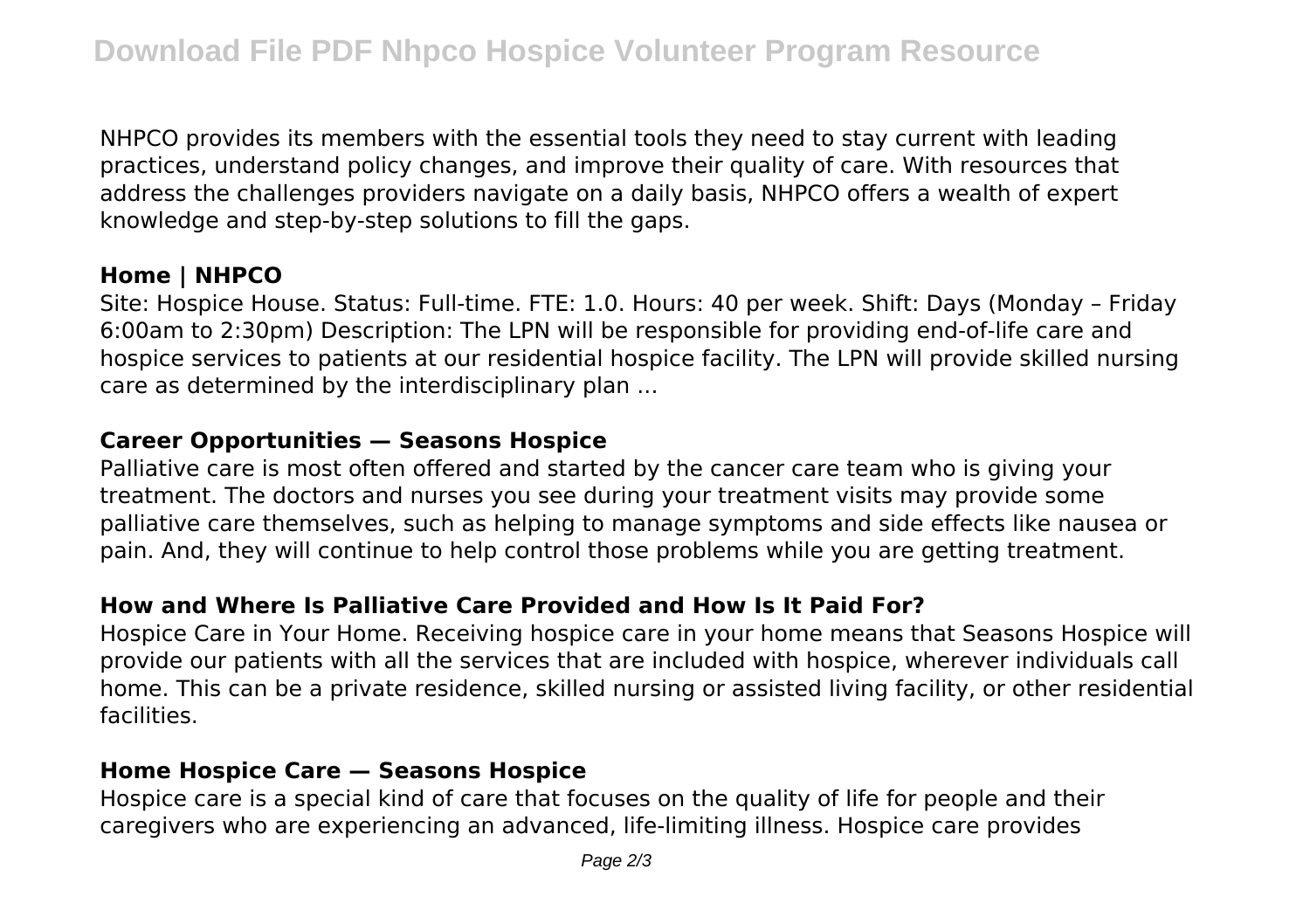NHPCO provides its members with the essential tools they need to stay current with leading practices, understand policy changes, and improve their quality of care. With resources that address the challenges providers navigate on a daily basis, NHPCO offers a wealth of expert knowledge and step-by-step solutions to fill the gaps.

### Home | NHPCO

Site: Hospice House. Status: Full-time. FTE: 1.0. Hours: 40 per week. Shift: Days (Monday – Friday 6:00am to 2:30pm) Description: The LPN will be responsible for providing end-of-life care and hospice services to patients at our residential hospice facility. The LPN will provide skilled nursing care as determined by the interdisciplinary plan ...

### Career Opportunities — Seasons Hospice

Palliative care is most often offered and started by the cancer care team who is giving your treatment. The doctors and nurses you see during your treatment visits may provide some palliative care themselves, such as helping to manage symptoms and side effects like nausea or pain. And, they will continue to help control those problems while you are getting treatment.

### How and Where Is Palliative Care Provided and How Is It Paid For?

Hospice Care in Your Home. Receiving hospice care in your home means that Seasons Hospice will provide our patients with all the services that are included with hospice, wherever individuals call home. This can be a private residence, skilled nursing or assisted living facility, or other residential facilities.

### Home Hospice Care — Seasons Hospice

Hospice care is a special kind of care that focuses on the quality of life for people and their caregivers who are experiencing an advanced, life-limiting illness. Hospice care provides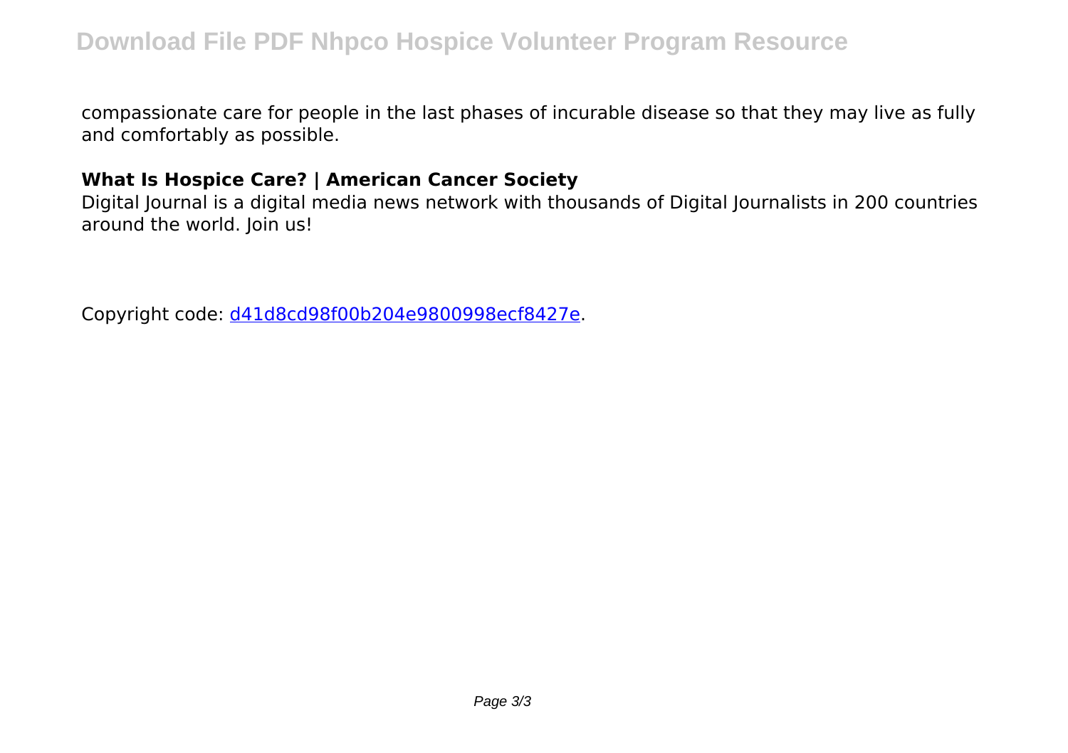compassionate care for people in the last phases of incurable disease so that they may live as fully and comfortably as possible.

**What Is Hospice Care? | American Cancer Society**

Digital Journal is a digital media news network with thousands of Digital Journalists in 200 countries around the world. Join us!

Copyright code: d41d8cd98f00b204e9800998ecf8427e.